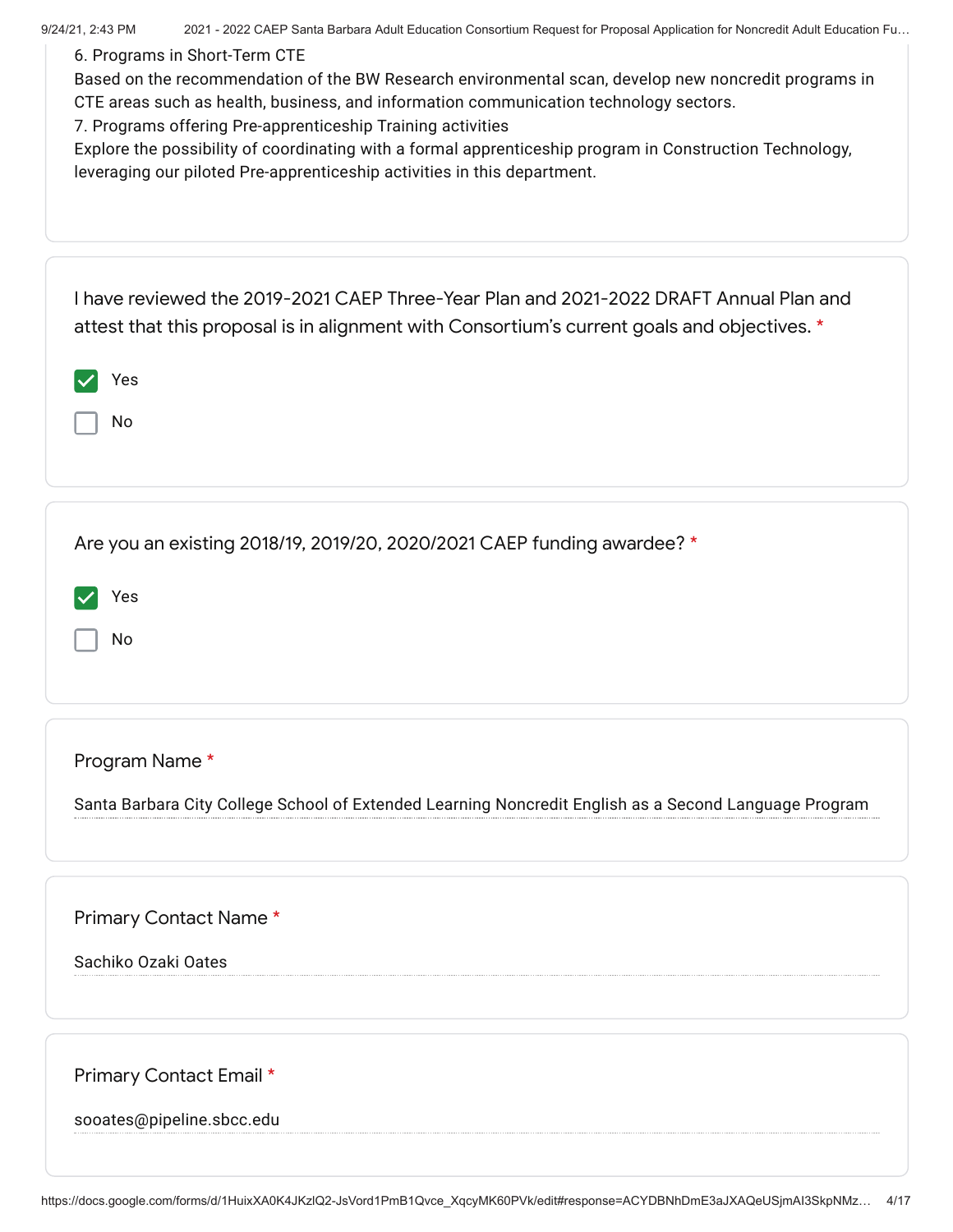6. Programs in Short-Term CTE
Based on the recommendation of the BW Research environmental scan, develop new noncredit programs in CTE areas such as health, business, and information communication technology sectors.
7. Programs offering Pre-apprenticeship Training activities
Explore the possibility of coordinating with a formal apprenticeship program in Construction Technology, leveraging our piloted Pre-apprenticeship activities in this department.

I have reviewed the 2019-2021 CAEP Three-Year Plan and 2021-2022 DRAFT Annual Plan and attest that this proposal is in alignment with Consortium's current goals and objectives. *

- [x] Yes
- [ ] No

Are you an existing 2018/19, 2019/20, 2020/2021 CAEP funding awardee? *

- [x] Yes
- [ ] No

Program Name *

Santa Barbara City College School of Extended Learning Noncredit English as a Second Language Program

Primary Contact Name *

Sachiko Ozaki Oates

Primary Contact Email *

sooates@pipeline.sbcc.edu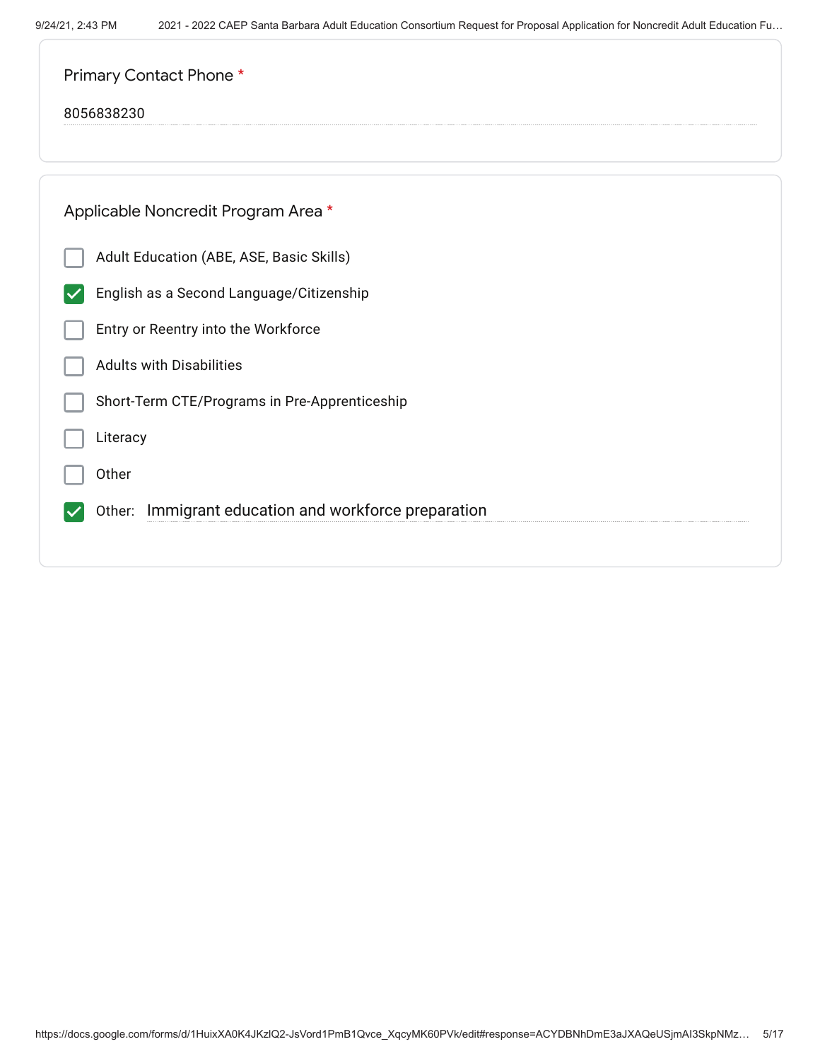Primary Contact Phone *

8056838230

Applicable Noncredit Program Area *

- [ ] Adult Education (ABE, ASE, Basic Skills)
- [x] English as a Second Language/Citizenship
- [ ] Entry or Reentry into the Workforce
- [ ] Adults with Disabilities
- [ ] Short-Term CTE/Programs in Pre-Apprenticeship
- [ ] Literacy
- [ ] Other
- [x] Other: Immigrant education and workforce preparation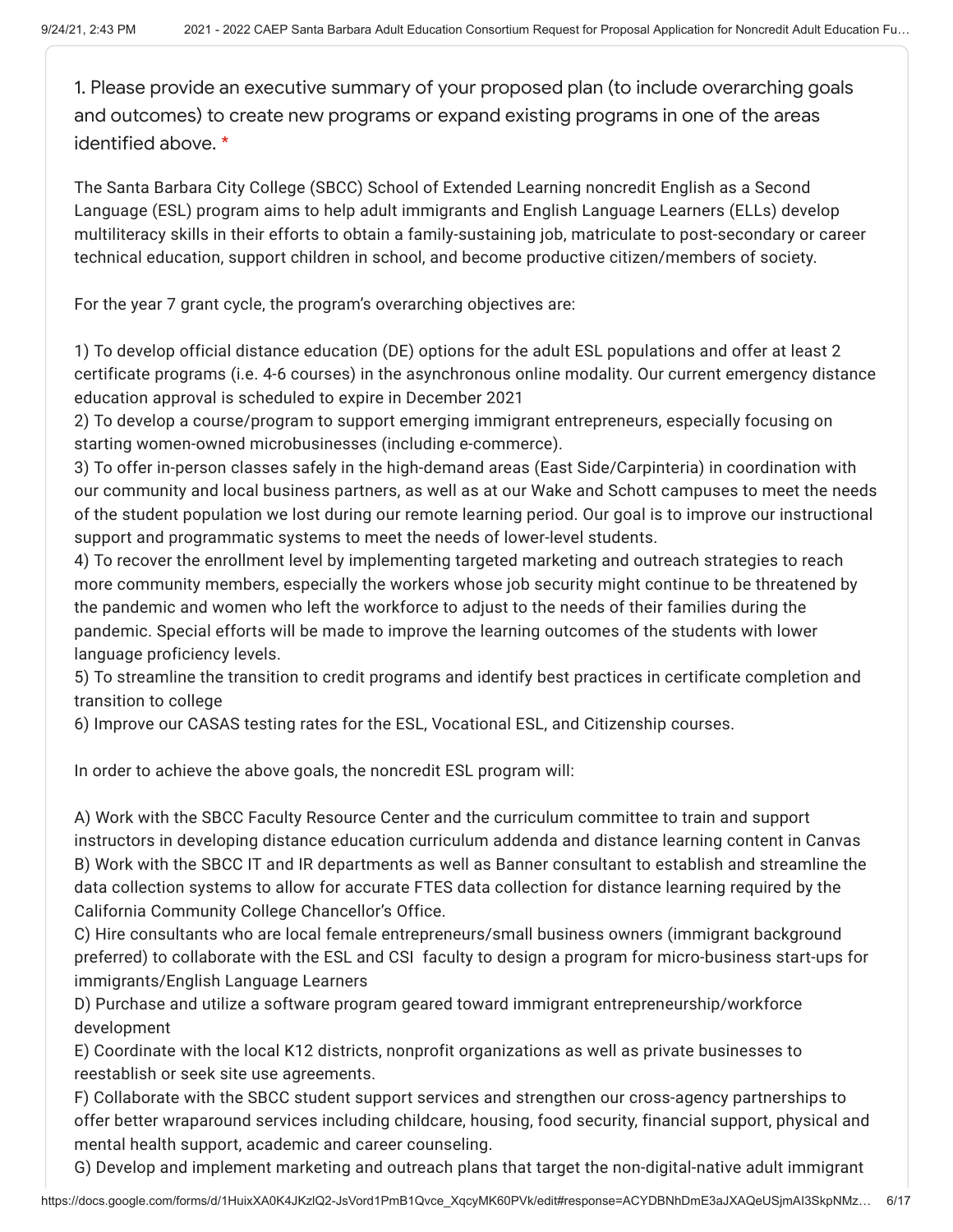1. Please provide an executive summary of your proposed plan (to include overarching goals and outcomes) to create new programs or expand existing programs in one of the areas identified above. *

The Santa Barbara City College (SBCC) School of Extended Learning noncredit English as a Second Language (ESL) program aims to help adult immigrants and English Language Learners (ELLs) develop multiliteracy skills in their efforts to obtain a family-sustaining job, matriculate to post-secondary or career technical education, support children in school, and become productive citizen/members of society.

For the year 7 grant cycle, the program's overarching objectives are:

1) To develop official distance education (DE) options for the adult ESL populations and offer at least 2 certificate programs (i.e. 4-6 courses) in the asynchronous online modality. Our current emergency distance education approval is scheduled to expire in December 2021
2) To develop a course/program to support emerging immigrant entrepreneurs, especially focusing on starting women-owned microbusinesses (including e-commerce).
3) To offer in-person classes safely in the high-demand areas (East Side/Carpinteria) in coordination with our community and local business partners, as well as at our Wake and Schott campuses to meet the needs of the student population we lost during our remote learning period. Our goal is to improve our instructional support and programmatic systems to meet the needs of lower-level students.
4) To recover the enrollment level by implementing targeted marketing and outreach strategies to reach more community members, especially the workers whose job security might continue to be threatened by the pandemic and women who left the workforce to adjust to the needs of their families during the pandemic. Special efforts will be made to improve the learning outcomes of the students with lower language proficiency levels.
5) To streamline the transition to credit programs and identify best practices in certificate completion and transition to college
6) Improve our CASAS testing rates for the ESL, Vocational ESL, and Citizenship courses.

In order to achieve the above goals, the noncredit ESL program will:

A) Work with the SBCC Faculty Resource Center and the curriculum committee to train and support instructors in developing distance education curriculum addenda and distance learning content in Canvas
B) Work with the SBCC IT and IR departments as well as Banner consultant to establish and streamline the data collection systems to allow for accurate FTES data collection for distance learning required by the California Community College Chancellor's Office.
C) Hire consultants who are local female entrepreneurs/small business owners (immigrant background preferred) to collaborate with the ESL and CSI faculty to design a program for micro-business start-ups for immigrants/English Language Learners
D) Purchase and utilize a software program geared toward immigrant entrepreneurship/workforce development
E) Coordinate with the local K12 districts, nonprofit organizations as well as private businesses to reestablish or seek site use agreements.
F) Collaborate with the SBCC student support services and strengthen our cross-agency partnerships to offer better wraparound services including childcare, housing, food security, financial support, physical and mental health support, academic and career counseling.
G) Develop and implement marketing and outreach plans that target the non-digital-native adult immigrant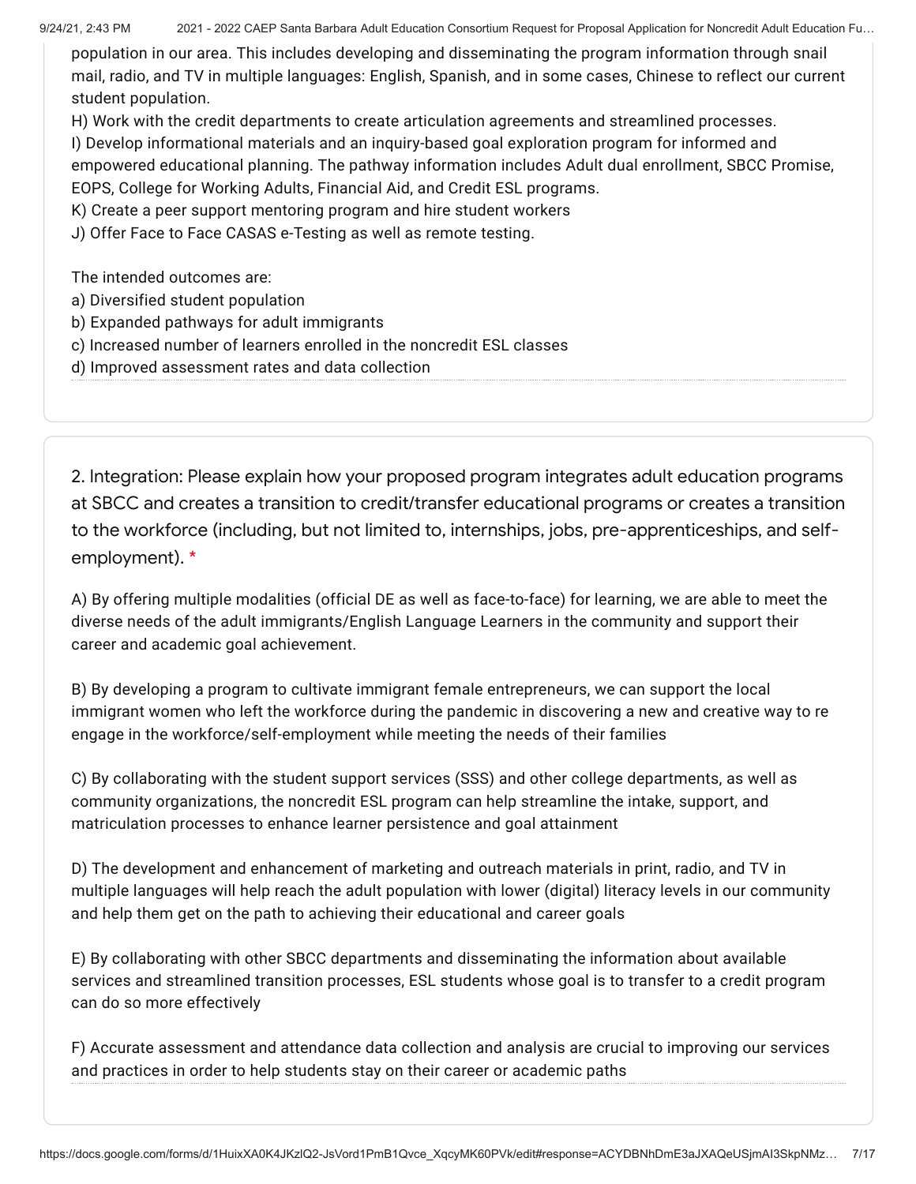population in our area. This includes developing and disseminating the program information through snail mail, radio, and TV in multiple languages: English, Spanish, and in some cases, Chinese to reflect our current student population.

H) Work with the credit departments to create articulation agreements and streamlined processes.

I) Develop informational materials and an inquiry-based goal exploration program for informed and empowered educational planning. The pathway information includes Adult dual enrollment, SBCC Promise, EOPS, College for Working Adults, Financial Aid, and Credit ESL programs.

K) Create a peer support mentoring program and hire student workers

J) Offer Face to Face CASAS e-Testing as well as remote testing.

The intended outcomes are:

a) Diversified student population

b) Expanded pathways for adult immigrants

c) Increased number of learners enrolled in the noncredit ESL classes

d) Improved assessment rates and data collection

2. Integration: Please explain how your proposed program integrates adult education programs at SBCC and creates a transition to credit/transfer educational programs or creates a transition to the workforce (including, but not limited to, internships, jobs, pre-apprenticeships, and self-employment). *

A) By offering multiple modalities (official DE as well as face-to-face) for learning, we are able to meet the diverse needs of the adult immigrants/English Language Learners in the community and support their career and academic goal achievement.

B) By developing a program to cultivate immigrant female entrepreneurs, we can support the local immigrant women who left the workforce during the pandemic in discovering a new and creative way to re engage in the workforce/self-employment while meeting the needs of their families

C) By collaborating with the student support services (SSS) and other college departments, as well as community organizations, the noncredit ESL program can help streamline the intake, support, and matriculation processes to enhance learner persistence and goal attainment

D) The development and enhancement of marketing and outreach materials in print, radio, and TV in multiple languages will help reach the adult population with lower (digital) literacy levels in our community and help them get on the path to achieving their educational and career goals

E) By collaborating with other SBCC departments and disseminating the information about available services and streamlined transition processes, ESL students whose goal is to transfer to a credit program can do so more effectively

F) Accurate assessment and attendance data collection and analysis are crucial to improving our services and practices in order to help students stay on their career or academic paths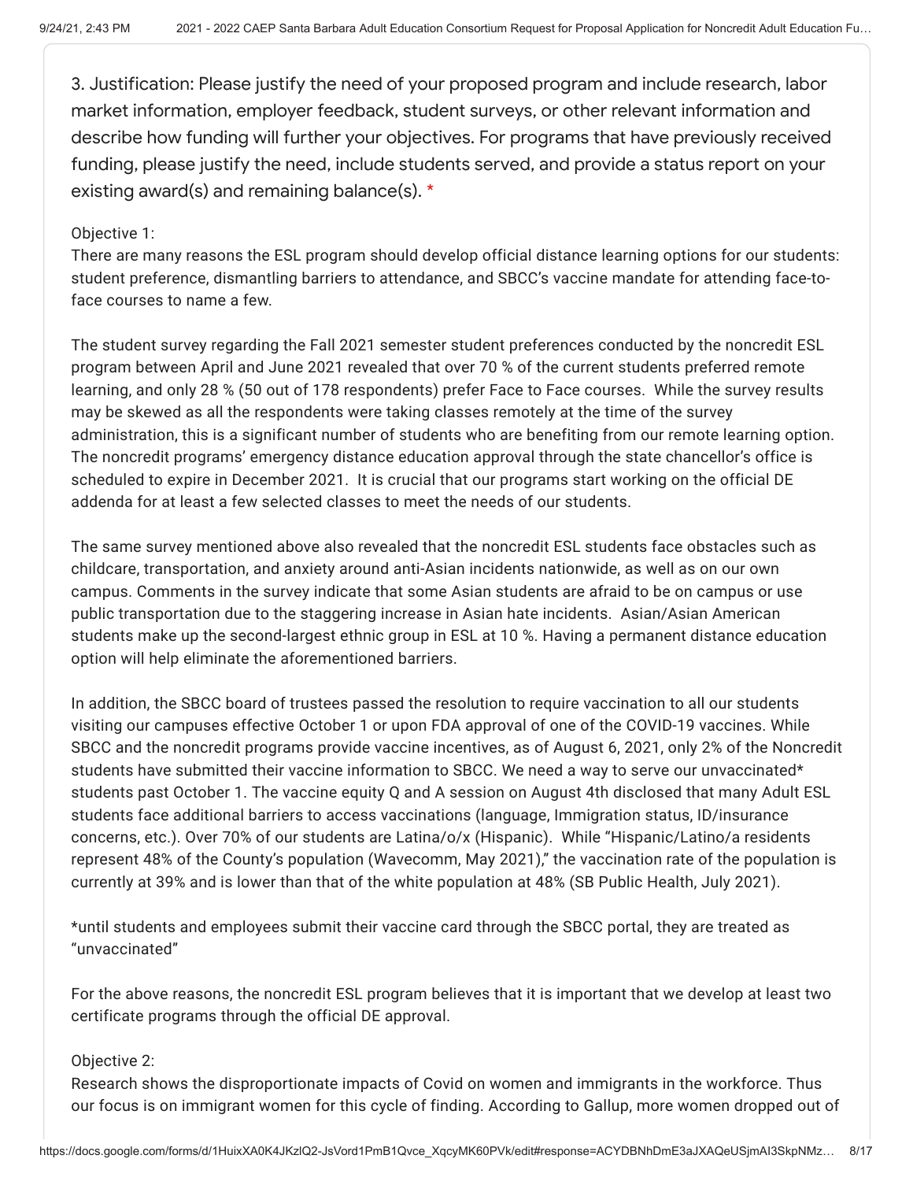3. Justification: Please justify the need of your proposed program and include research, labor market information, employer feedback, student surveys, or other relevant information and describe how funding will further your objectives. For programs that have previously received funding, please justify the need, include students served, and provide a status report on your existing award(s) and remaining balance(s). *

Objective 1:
There are many reasons the ESL program should develop official distance learning options for our students: student preference, dismantling barriers to attendance, and SBCC's vaccine mandate for attending face-to-face courses to name a few.

The student survey regarding the Fall 2021 semester student preferences conducted by the noncredit ESL program between April and June 2021 revealed that over 70 % of the current students preferred remote learning, and only 28 % (50 out of 178 respondents) prefer Face to Face courses. While the survey results may be skewed as all the respondents were taking classes remotely at the time of the survey administration, this is a significant number of students who are benefiting from our remote learning option. The noncredit programs' emergency distance education approval through the state chancellor's office is scheduled to expire in December 2021. It is crucial that our programs start working on the official DE addenda for at least a few selected classes to meet the needs of our students.

The same survey mentioned above also revealed that the noncredit ESL students face obstacles such as childcare, transportation, and anxiety around anti-Asian incidents nationwide, as well as on our own campus. Comments in the survey indicate that some Asian students are afraid to be on campus or use public transportation due to the staggering increase in Asian hate incidents. Asian/Asian American students make up the second-largest ethnic group in ESL at 10 %. Having a permanent distance education option will help eliminate the aforementioned barriers.

In addition, the SBCC board of trustees passed the resolution to require vaccination to all our students visiting our campuses effective October 1 or upon FDA approval of one of the COVID-19 vaccines. While SBCC and the noncredit programs provide vaccine incentives, as of August 6, 2021, only 2% of the Noncredit students have submitted their vaccine information to SBCC. We need a way to serve our unvaccinated* students past October 1. The vaccine equity Q and A session on August 4th disclosed that many Adult ESL students face additional barriers to access vaccinations (language, Immigration status, ID/insurance concerns, etc.). Over 70% of our students are Latina/o/x (Hispanic). While "Hispanic/Latino/a residents represent 48% of the County's population (Wavecomm, May 2021)," the vaccination rate of the population is currently at 39% and is lower than that of the white population at 48% (SB Public Health, July 2021).

*until students and employees submit their vaccine card through the SBCC portal, they are treated as "unvaccinated"

For the above reasons, the noncredit ESL program believes that it is important that we develop at least two certificate programs through the official DE approval.

Objective 2:
Research shows the disproportionate impacts of Covid on women and immigrants in the workforce. Thus our focus is on immigrant women for this cycle of finding. According to Gallup, more women dropped out of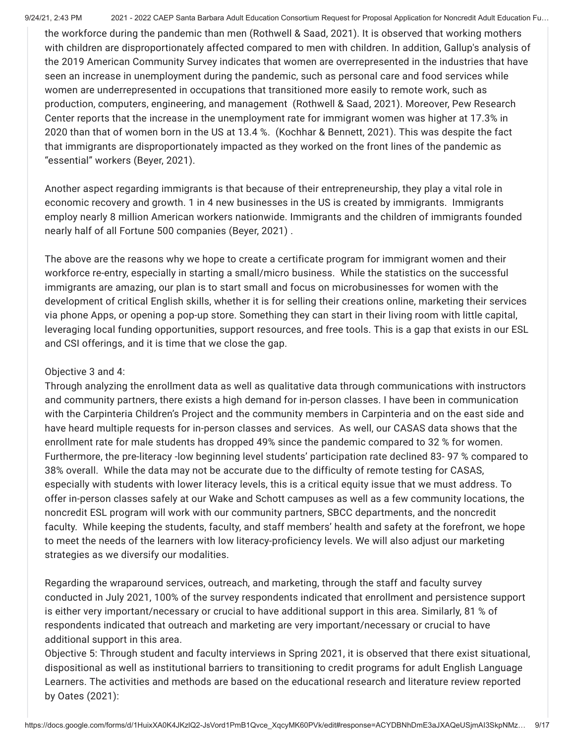the workforce during the pandemic than men (Rothwell & Saad, 2021). It is observed that working mothers with children are disproportionately affected compared to men with children. In addition, Gallup's analysis of the 2019 American Community Survey indicates that women are overrepresented in the industries that have seen an increase in unemployment during the pandemic, such as personal care and food services while women are underrepresented in occupations that transitioned more easily to remote work, such as production, computers, engineering, and management (Rothwell & Saad, 2021). Moreover, Pew Research Center reports that the increase in the unemployment rate for immigrant women was higher at 17.3% in 2020 than that of women born in the US at 13.4 %. (Kochhar & Bennett, 2021). This was despite the fact that immigrants are disproportionately impacted as they worked on the front lines of the pandemic as “essential” workers (Beyer, 2021).

Another aspect regarding immigrants is that because of their entrepreneurship, they play a vital role in economic recovery and growth. 1 in 4 new businesses in the US is created by immigrants. Immigrants employ nearly 8 million American workers nationwide. Immigrants and the children of immigrants founded nearly half of all Fortune 500 companies (Beyer, 2021) .

The above are the reasons why we hope to create a certificate program for immigrant women and their workforce re-entry, especially in starting a small/micro business. While the statistics on the successful immigrants are amazing, our plan is to start small and focus on microbusinesses for women with the development of critical English skills, whether it is for selling their creations online, marketing their services via phone Apps, or opening a pop-up store. Something they can start in their living room with little capital, leveraging local funding opportunities, support resources, and free tools. This is a gap that exists in our ESL and CSI offerings, and it is time that we close the gap.

Objective 3 and 4:
Through analyzing the enrollment data as well as qualitative data through communications with instructors and community partners, there exists a high demand for in-person classes. I have been in communication with the Carpinteria Children’s Project and the community members in Carpinteria and on the east side and have heard multiple requests for in-person classes and services. As well, our CASAS data shows that the enrollment rate for male students has dropped 49% since the pandemic compared to 32 % for women. Furthermore, the pre-literacy -low beginning level students’ participation rate declined 83- 97 % compared to 38% overall. While the data may not be accurate due to the difficulty of remote testing for CASAS, especially with students with lower literacy levels, this is a critical equity issue that we must address. To offer in-person classes safely at our Wake and Schott campuses as well as a few community locations, the noncredit ESL program will work with our community partners, SBCC departments, and the noncredit faculty. While keeping the students, faculty, and staff members’ health and safety at the forefront, we hope to meet the needs of the learners with low literacy-proficiency levels. We will also adjust our marketing strategies as we diversify our modalities.

Regarding the wraparound services, outreach, and marketing, through the staff and faculty survey conducted in July 2021, 100% of the survey respondents indicated that enrollment and persistence support is either very important/necessary or crucial to have additional support in this area. Similarly, 81 % of respondents indicated that outreach and marketing are very important/necessary or crucial to have additional support in this area.
Objective 5: Through student and faculty interviews in Spring 2021, it is observed that there exist situational, dispositional as well as institutional barriers to transitioning to credit programs for adult English Language Learners. The activities and methods are based on the educational research and literature review reported by Oates (2021):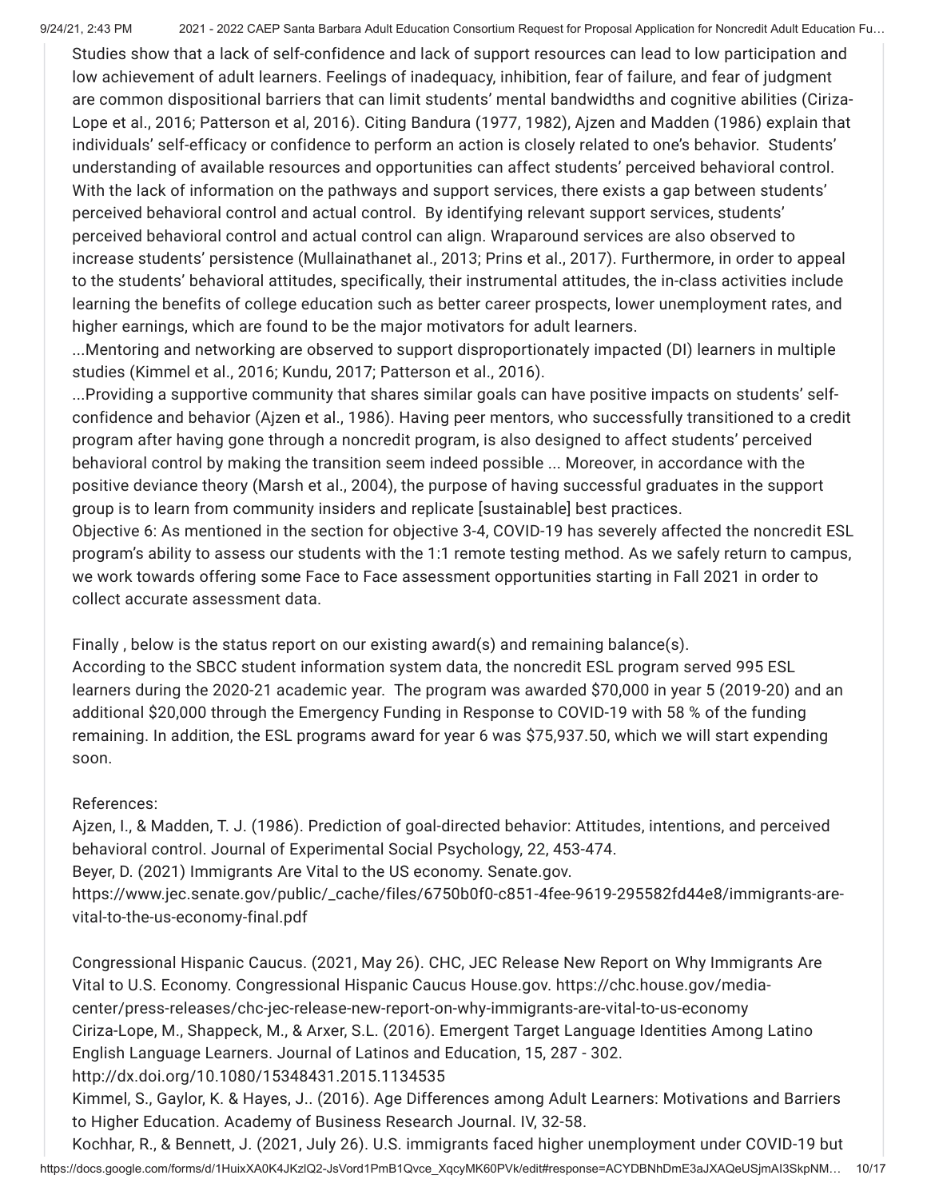Studies show that a lack of self-confidence and lack of support resources can lead to low participation and low achievement of adult learners. Feelings of inadequacy, inhibition, fear of failure, and fear of judgment are common dispositional barriers that can limit students' mental bandwidths and cognitive abilities (Ciriza-Lope et al., 2016; Patterson et al, 2016). Citing Bandura (1977, 1982), Ajzen and Madden (1986) explain that individuals' self-efficacy or confidence to perform an action is closely related to one's behavior. Students' understanding of available resources and opportunities can affect students' perceived behavioral control. With the lack of information on the pathways and support services, there exists a gap between students' perceived behavioral control and actual control. By identifying relevant support services, students' perceived behavioral control and actual control can align. Wraparound services are also observed to increase students' persistence (Mullainathanet al., 2013; Prins et al., 2017). Furthermore, in order to appeal to the students' behavioral attitudes, specifically, their instrumental attitudes, the in-class activities include learning the benefits of college education such as better career prospects, lower unemployment rates, and higher earnings, which are found to be the major motivators for adult learners.

...Mentoring and networking are observed to support disproportionately impacted (DI) learners in multiple studies (Kimmel et al., 2016; Kundu, 2017; Patterson et al., 2016).

...Providing a supportive community that shares similar goals can have positive impacts on students' self-confidence and behavior (Ajzen et al., 1986). Having peer mentors, who successfully transitioned to a credit program after having gone through a noncredit program, is also designed to affect students' perceived behavioral control by making the transition seem indeed possible ... Moreover, in accordance with the positive deviance theory (Marsh et al., 2004), the purpose of having successful graduates in the support group is to learn from community insiders and replicate [sustainable] best practices.

Objective 6: As mentioned in the section for objective 3-4, COVID-19 has severely affected the noncredit ESL program's ability to assess our students with the 1:1 remote testing method. As we safely return to campus, we work towards offering some Face to Face assessment opportunities starting in Fall 2021 in order to collect accurate assessment data.

Finally , below is the status report on our existing award(s) and remaining balance(s).

According to the SBCC student information system data, the noncredit ESL program served 995 ESL learners during the 2020-21 academic year. The program was awarded $70,000 in year 5 (2019-20) and an additional $20,000 through the Emergency Funding in Response to COVID-19 with 58 % of the funding remaining. In addition, the ESL programs award for year 6 was $75,937.50, which we will start expending soon.

References:

Ajzen, I., & Madden, T. J. (1986). Prediction of goal-directed behavior: Attitudes, intentions, and perceived behavioral control. Journal of Experimental Social Psychology, 22, 453-474.

Beyer, D. (2021) Immigrants Are Vital to the US economy. Senate.gov. https://www.jec.senate.gov/public/_cache/files/6750b0f0-c851-4fee-9619-295582fd44e8/immigrants-are-vital-to-the-us-economy-final.pdf

Congressional Hispanic Caucus. (2021, May 26). CHC, JEC Release New Report on Why Immigrants Are Vital to U.S. Economy. Congressional Hispanic Caucus House.gov. https://chc.house.gov/media-center/press-releases/chc-jec-release-new-report-on-why-immigrants-are-vital-to-us-economy

Ciriza-Lope, M., Shappeck, M., & Arxer, S.L. (2016). Emergent Target Language Identities Among Latino English Language Learners. Journal of Latinos and Education, 15, 287 - 302. http://dx.doi.org/10.1080/15348431.2015.1134535

Kimmel, S., Gaylor, K. & Hayes, J.. (2016). Age Differences among Adult Learners: Motivations and Barriers to Higher Education. Academy of Business Research Journal. IV, 32-58.

Kochhar, R., & Bennett, J. (2021, July 26). U.S. immigrants faced higher unemployment under COVID-19 but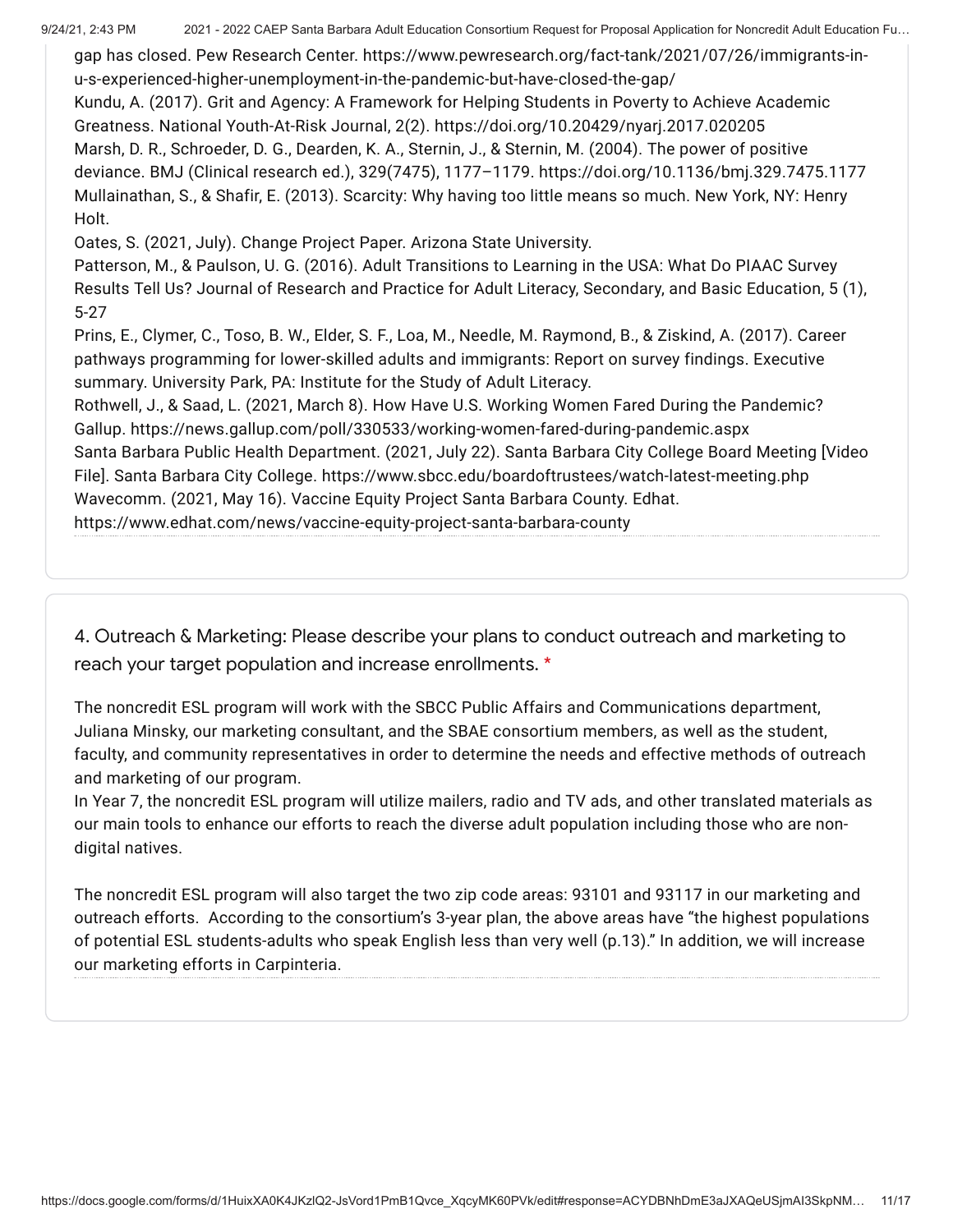gap has closed. Pew Research Center. https://www.pewresearch.org/fact-tank/2021/07/26/immigrants-in-u-s-experienced-higher-unemployment-in-the-pandemic-but-have-closed-the-gap/

Kundu, A. (2017). Grit and Agency: A Framework for Helping Students in Poverty to Achieve Academic Greatness. National Youth-At-Risk Journal, 2(2). https://doi.org/10.20429/nyarj.2017.020205

Marsh, D. R., Schroeder, D. G., Dearden, K. A., Sternin, J., & Sternin, M. (2004). The power of positive deviance. BMJ (Clinical research ed.), 329(7475), 1177–1179. https://doi.org/10.1136/bmj.329.7475.1177

Mullainathan, S., & Shafir, E. (2013). Scarcity: Why having too little means so much. New York, NY: Henry Holt.

Oates, S. (2021, July). Change Project Paper. Arizona State University.

Patterson, M., & Paulson, U. G. (2016). Adult Transitions to Learning in the USA: What Do PIAAC Survey Results Tell Us? Journal of Research and Practice for Adult Literacy, Secondary, and Basic Education, 5 (1), 5-27

Prins, E., Clymer, C., Toso, B. W., Elder, S. F., Loa, M., Needle, M. Raymond, B., & Ziskind, A. (2017). Career pathways programming for lower-skilled adults and immigrants: Report on survey findings. Executive summary. University Park, PA: Institute for the Study of Adult Literacy.

Rothwell, J., & Saad, L. (2021, March 8). How Have U.S. Working Women Fared During the Pandemic? Gallup. https://news.gallup.com/poll/330533/working-women-fared-during-pandemic.aspx

Santa Barbara Public Health Department. (2021, July 22). Santa Barbara City College Board Meeting [Video File]. Santa Barbara City College. https://www.sbcc.edu/boardoftrustees/watch-latest-meeting.php

Wavecomm. (2021, May 16). Vaccine Equity Project Santa Barbara County. Edhat. https://www.edhat.com/news/vaccine-equity-project-santa-barbara-county

## 4. Outreach & Marketing: Please describe your plans to conduct outreach and marketing to reach your target population and increase enrollments. *

The noncredit ESL program will work with the SBCC Public Affairs and Communications department, Juliana Minsky, our marketing consultant, and the SBAE consortium members, as well as the student, faculty, and community representatives in order to determine the needs and effective methods of outreach and marketing of our program.

In Year 7, the noncredit ESL program will utilize mailers, radio and TV ads, and other translated materials as our main tools to enhance our efforts to reach the diverse adult population including those who are non-digital natives.

The noncredit ESL program will also target the two zip code areas: 93101 and 93117 in our marketing and outreach efforts. According to the consortium's 3-year plan, the above areas have "the highest populations of potential ESL students-adults who speak English less than very well (p.13)." In addition, we will increase our marketing efforts in Carpinteria.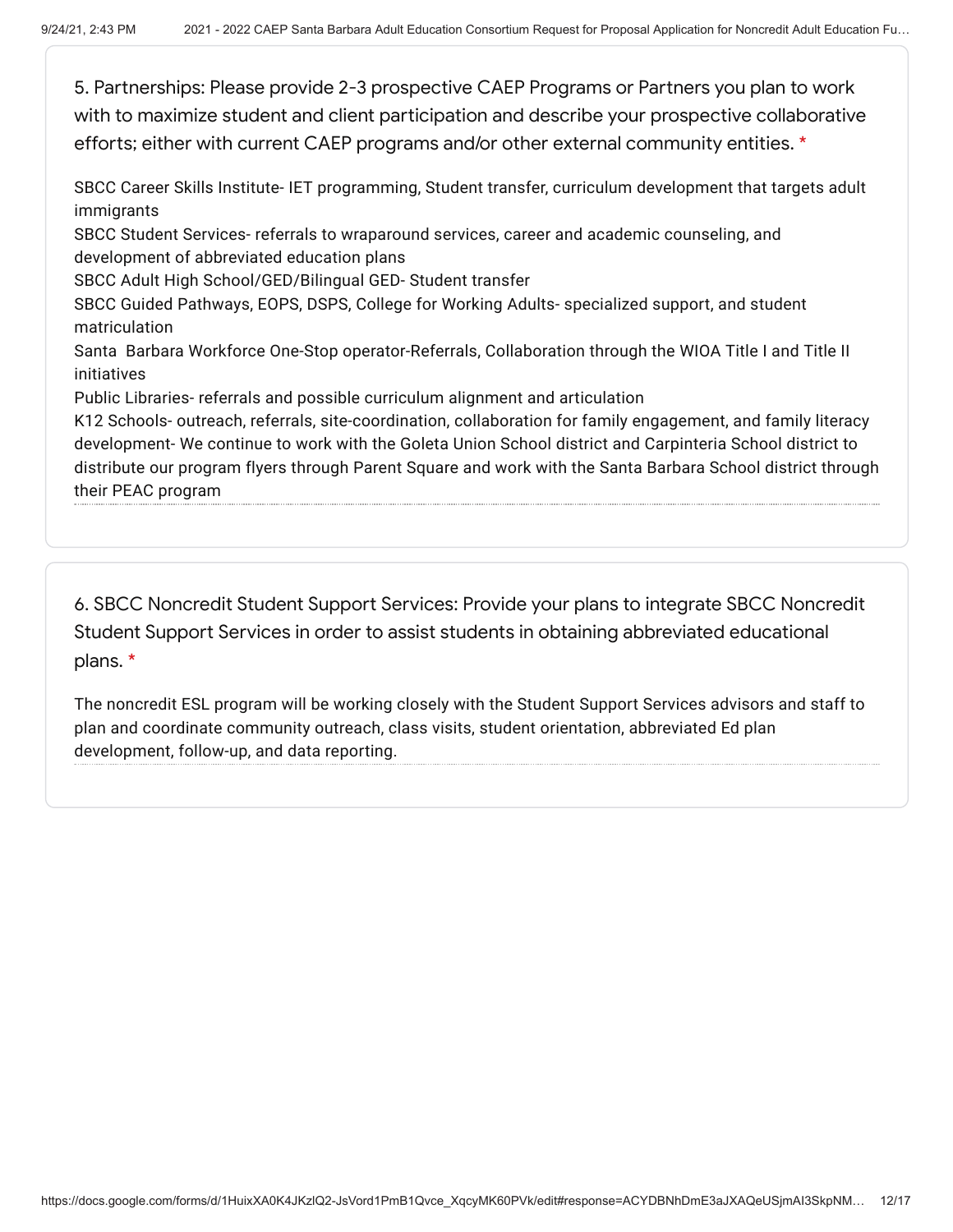5. Partnerships: Please provide 2-3 prospective CAEP Programs or Partners you plan to work with to maximize student and client participation and describe your prospective collaborative efforts; either with current CAEP programs and/or other external community entities. *

SBCC Career Skills Institute- IET programming, Student transfer, curriculum development that targets adult immigrants
SBCC Student Services- referrals to wraparound services, career and academic counseling, and development of abbreviated education plans
SBCC Adult High School/GED/Bilingual GED- Student transfer
SBCC Guided Pathways, EOPS, DSPS, College for Working Adults- specialized support, and student matriculation
Santa Barbara Workforce One-Stop operator-Referrals, Collaboration through the WIOA Title I and Title II initiatives
Public Libraries- referrals and possible curriculum alignment and articulation
K12 Schools- outreach, referrals, site-coordination, collaboration for family engagement, and family literacy development- We continue to work with the Goleta Union School district and Carpinteria School district to distribute our program flyers through Parent Square and work with the Santa Barbara School district through their PEAC program

6. SBCC Noncredit Student Support Services: Provide your plans to integrate SBCC Noncredit Student Support Services in order to assist students in obtaining abbreviated educational plans. *

The noncredit ESL program will be working closely with the Student Support Services advisors and staff to plan and coordinate community outreach, class visits, student orientation, abbreviated Ed plan development, follow-up, and data reporting.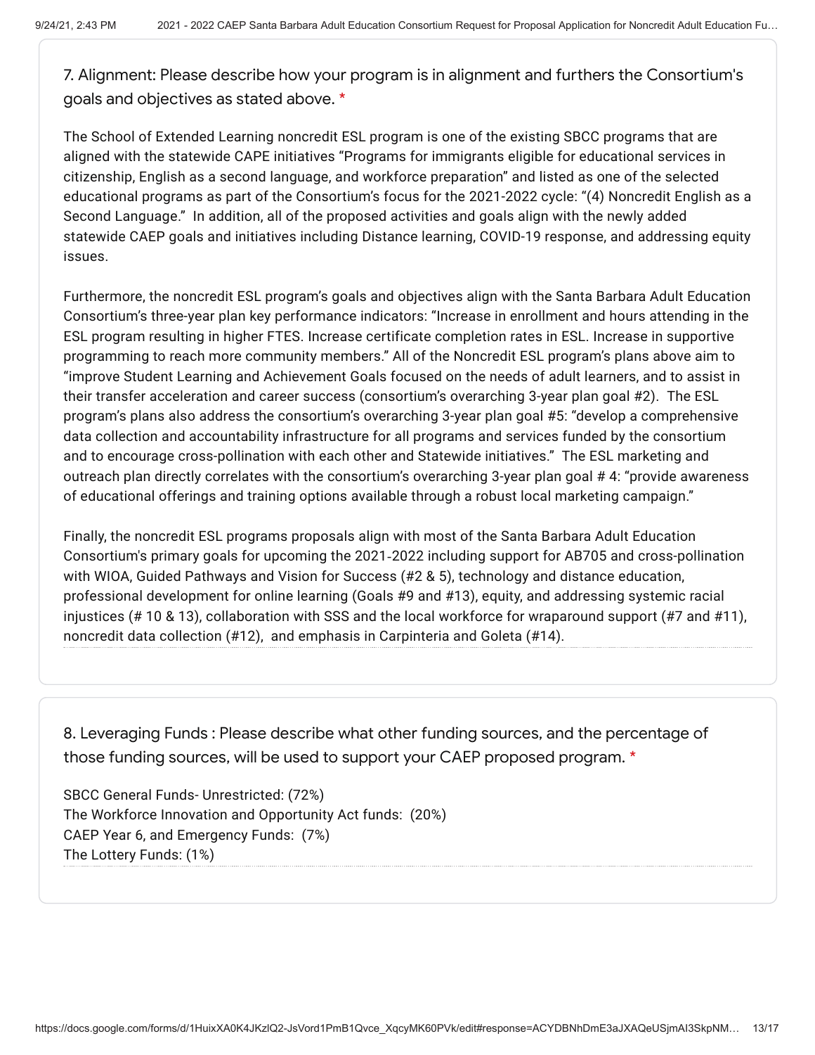7. Alignment: Please describe how your program is in alignment and furthers the Consortium's goals and objectives as stated above. *

The School of Extended Learning noncredit ESL program is one of the existing SBCC programs that are aligned with the statewide CAPE initiatives "Programs for immigrants eligible for educational services in citizenship, English as a second language, and workforce preparation" and listed as one of the selected educational programs as part of the Consortium's focus for the 2021-2022 cycle: "(4) Noncredit English as a Second Language." In addition, all of the proposed activities and goals align with the newly added statewide CAEP goals and initiatives including Distance learning, COVID-19 response, and addressing equity issues.

Furthermore, the noncredit ESL program's goals and objectives align with the Santa Barbara Adult Education Consortium's three-year plan key performance indicators: "Increase in enrollment and hours attending in the ESL program resulting in higher FTES. Increase certificate completion rates in ESL. Increase in supportive programming to reach more community members." All of the Noncredit ESL program's plans above aim to "improve Student Learning and Achievement Goals focused on the needs of adult learners, and to assist in their transfer acceleration and career success (consortium's overarching 3-year plan goal #2). The ESL program's plans also address the consortium's overarching 3-year plan goal #5: "develop a comprehensive data collection and accountability infrastructure for all programs and services funded by the consortium and to encourage cross-pollination with each other and Statewide initiatives." The ESL marketing and outreach plan directly correlates with the consortium's overarching 3-year plan goal # 4: "provide awareness of educational offerings and training options available through a robust local marketing campaign."

Finally, the noncredit ESL programs proposals align with most of the Santa Barbara Adult Education Consortium's primary goals for upcoming the 2021-2022 including support for AB705 and cross-pollination with WIOA, Guided Pathways and Vision for Success (#2 & 5), technology and distance education, professional development for online learning (Goals #9 and #13), equity, and addressing systemic racial injustices (# 10 & 13), collaboration with SSS and the local workforce for wraparound support (#7 and #11), noncredit data collection (#12), and emphasis in Carpinteria and Goleta (#14).

8. Leveraging Funds : Please describe what other funding sources, and the percentage of those funding sources, will be used to support your CAEP proposed program. *

SBCC General Funds- Unrestricted: (72%)
The Workforce Innovation and Opportunity Act funds: (20%)
CAEP Year 6, and Emergency Funds: (7%)
The Lottery Funds: (1%)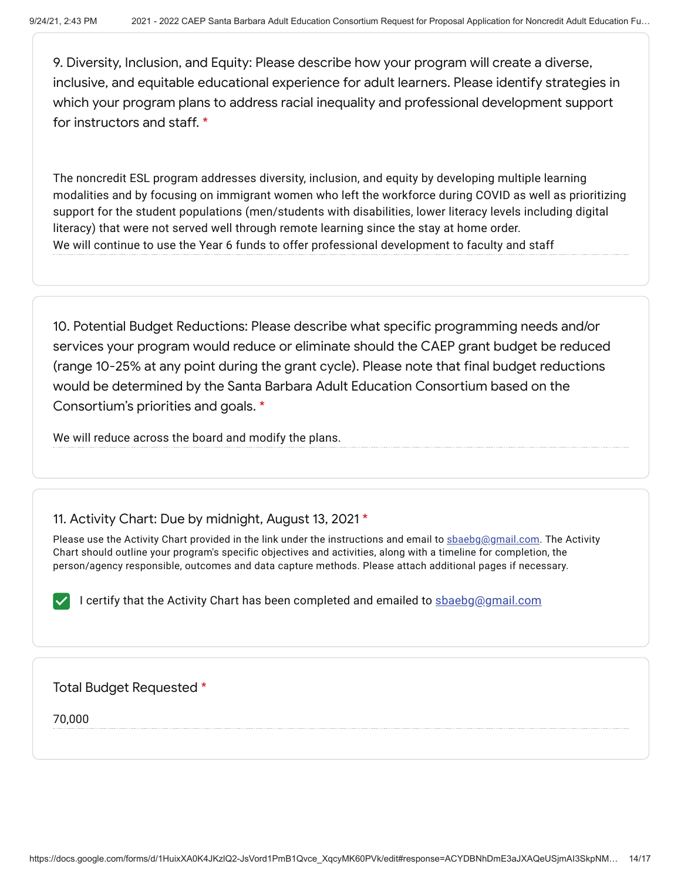9. Diversity, Inclusion, and Equity: Please describe how your program will create a diverse, inclusive, and equitable educational experience for adult learners. Please identify strategies in which your program plans to address racial inequality and professional development support for instructors and staff. *

The noncredit ESL program addresses diversity, inclusion, and equity by developing multiple learning modalities and by focusing on immigrant women who left the workforce during COVID as well as prioritizing support for the student populations (men/students with disabilities, lower literacy levels including digital literacy) that were not served well through remote learning since the stay at home order.
We will continue to use the Year 6 funds to offer professional development to faculty and staff

10. Potential Budget Reductions: Please describe what specific programming needs and/or services your program would reduce or eliminate should the CAEP grant budget be reduced (range 10-25% at any point during the grant cycle). Please note that final budget reductions would be determined by the Santa Barbara Adult Education Consortium based on the Consortium's priorities and goals. *

We will reduce across the board and modify the plans.

11. Activity Chart: Due by midnight, August 13, 2021 *

Please use the Activity Chart provided in the link under the instructions and email to sbaebg@gmail.com. The Activity Chart should outline your program's specific objectives and activities, along with a timeline for completion, the person/agency responsible, outcomes and data capture methods. Please attach additional pages if necessary.

- [x] I certify that the Activity Chart has been completed and emailed to sbaebg@gmail.com

Total Budget Requested *

70,000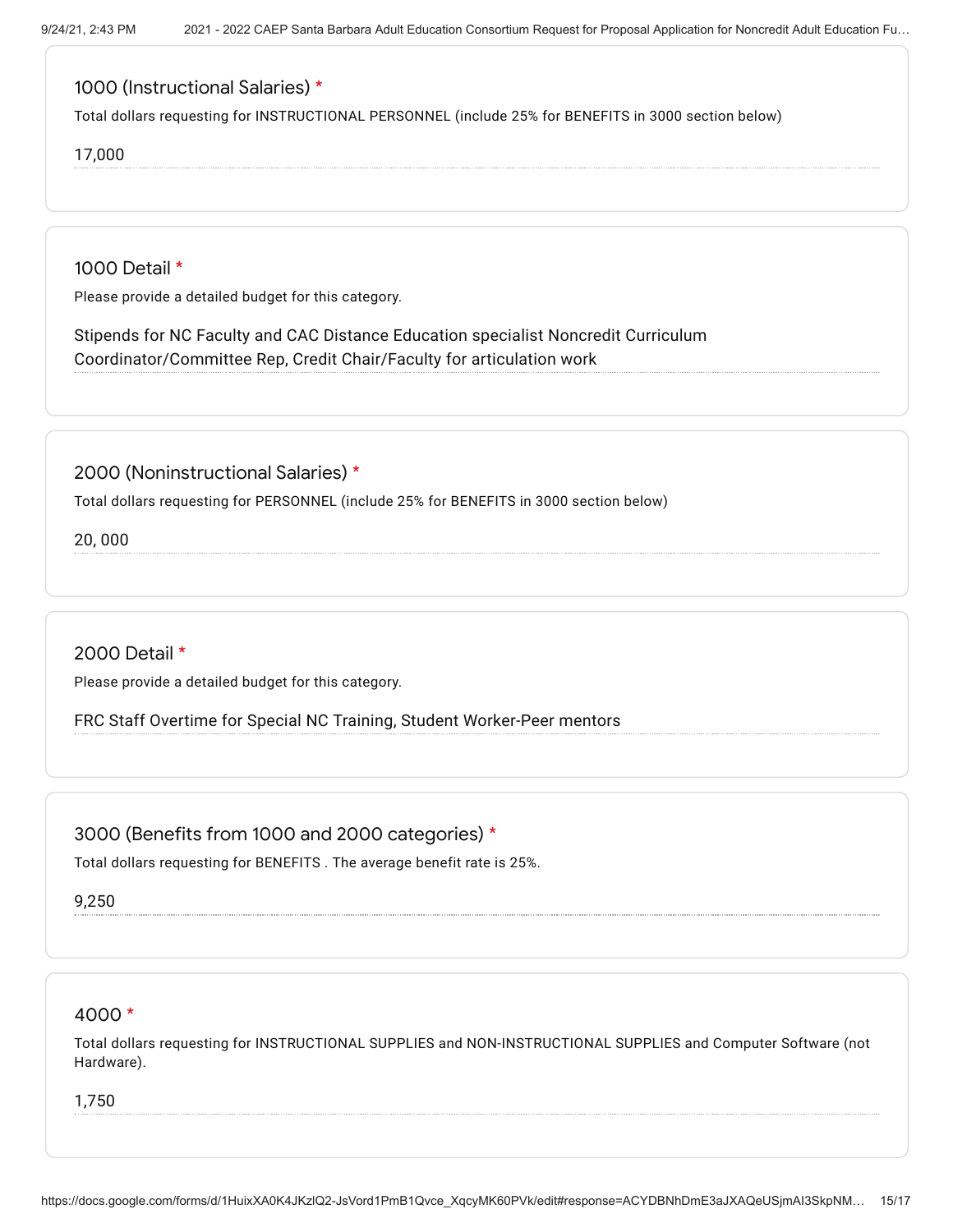### 1000 (Instructional Salaries) *

Total dollars requesting for INSTRUCTIONAL PERSONNEL (include 25% for BENEFITS in 3000 section below)

17,000

### 1000 Detail *

Please provide a detailed budget for this category.

Stipends for NC Faculty and CAC Distance Education specialist Noncredit Curriculum Coordinator/Committee Rep, Credit Chair/Faculty for articulation work

### 2000 (Noninstructional Salaries) *

Total dollars requesting for PERSONNEL (include 25% for BENEFITS in 3000 section below)

20, 000

### 2000 Detail *

Please provide a detailed budget for this category.

FRC Staff Overtime for Special NC Training, Student Worker-Peer mentors

### 3000 (Benefits from 1000 and 2000 categories) *

Total dollars requesting for BENEFITS . The average benefit rate is 25%.

9,250

### 4000 *

Total dollars requesting for INSTRUCTIONAL SUPPLIES and NON-INSTRUCTIONAL SUPPLIES and Computer Software (not Hardware).

1,750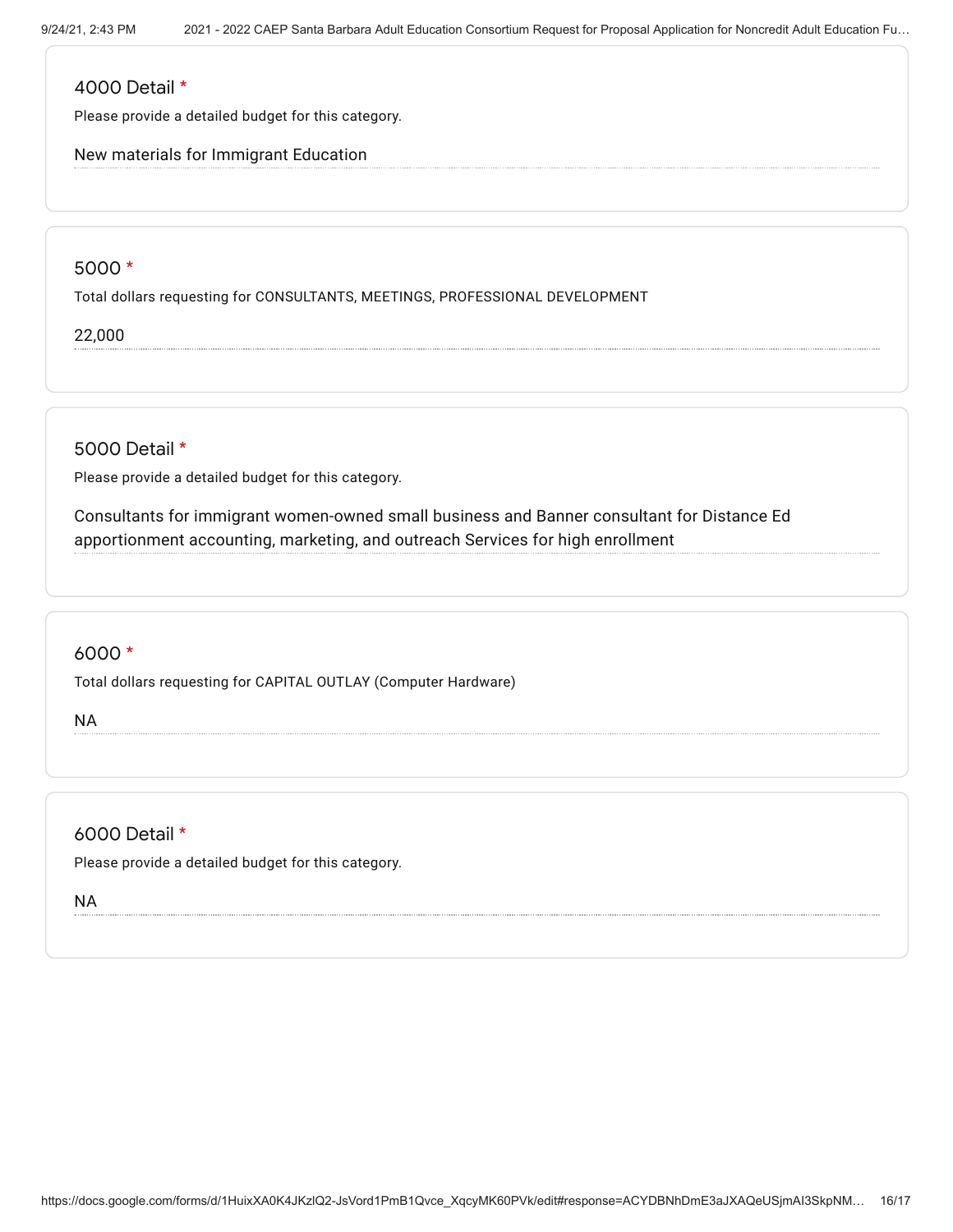### 4000 Detail *

Please provide a detailed budget for this category.

New materials for Immigrant Education

### 5000 *

Total dollars requesting for CONSULTANTS, MEETINGS, PROFESSIONAL DEVELOPMENT

22,000

### 5000 Detail *

Please provide a detailed budget for this category.

Consultants for immigrant women-owned small business and Banner consultant for Distance Ed apportionment accounting, marketing, and outreach Services for high enrollment

### 6000 *

Total dollars requesting for CAPITAL OUTLAY (Computer Hardware)

NA

### 6000 Detail *

Please provide a detailed budget for this category.

NA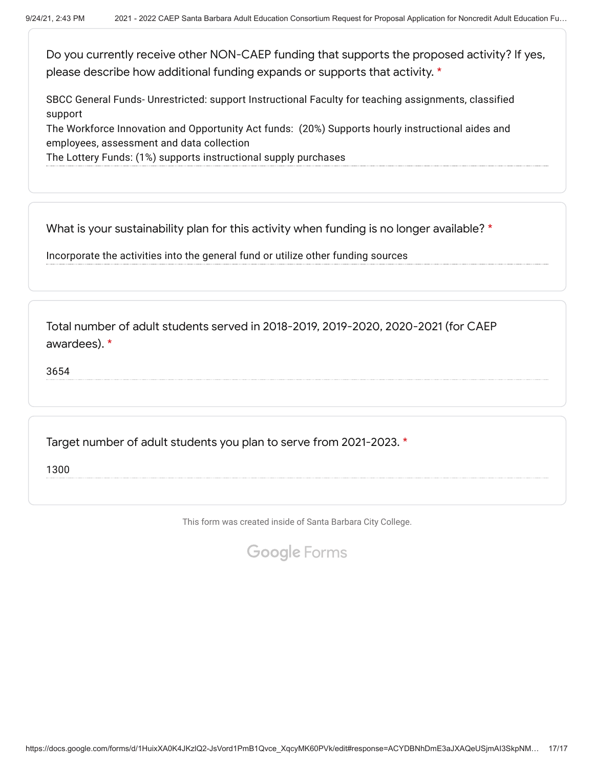Do you currently receive other NON-CAEP funding that supports the proposed activity? If yes, please describe how additional funding expands or supports that activity. *

SBCC General Funds- Unrestricted: support Instructional Faculty for teaching assignments, classified support
The Workforce Innovation and Opportunity Act funds: (20%) Supports hourly instructional aides and employees, assessment and data collection
The Lottery Funds: (1%) supports instructional supply purchases

What is your sustainability plan for this activity when funding is no longer available? *

Incorporate the activities into the general fund or utilize other funding sources

Total number of adult students served in 2018-2019, 2019-2020, 2020-2021 (for CAEP awardees). *

3654

Target number of adult students you plan to serve from 2021-2023. *

1300

This form was created inside of Santa Barbara City College.

Google Forms